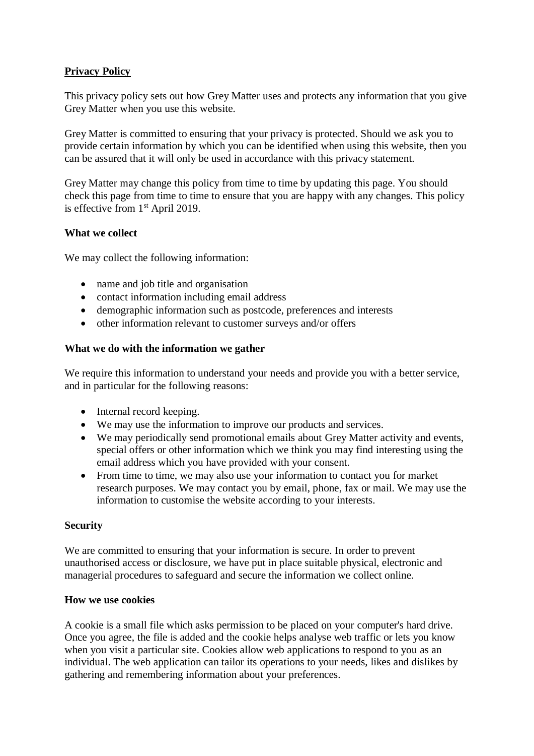**Privacy Policy**

This privacy policy sets out how Grey Matter uses and protects any information that you give Grey Matter when you use this website.

Grey Matter is committed to ensuring that your privacy is protected. Should we ask you to provide certain information by which you can be identified when using this website, then you can be assured that it will only be used in accordance with this privacy statement.

Grey Matter may change this policy from time to time by updating this page. You should check this page from time to time to ensure that you are happy with any changes. This policy is effective from 1st April 2019.

**What we collect**

We may collect the following information:

- name and job title and organisation
- contact information including email address
- demographic information such as postcode, preferences and interests
- other information relevant to customer surveys and/or offers

**What we do with the information we gather**

We require this information to understand your needs and provide you with a better service, and in particular for the following reasons:

- Internal record keeping.
- We may use the information to improve our products and services.
- We may periodically send promotional emails about Grey Matter activity and events, special offers or other information which we think you may find interesting using the email address which you have provided with your consent.
- From time to time, we may also use your information to contact you for market research purposes. We may contact you by email, phone, fax or mail. We may use the information to customise the website according to your interests.

**Security**

We are committed to ensuring that your information is secure. In order to prevent unauthorised access or disclosure, we have put in place suitable physical, electronic and managerial procedures to safeguard and secure the information we collect online.

**How we use cookies**

A cookie is a small file which asks permission to be placed on your computer's hard drive. Once you agree, the file is added and the cookie helps analyse web traffic or lets you know when you visit a particular site. Cookies allow web applications to respond to you as an individual. The web application can tailor its operations to your needs, likes and dislikes by gathering and remembering information about your preferences.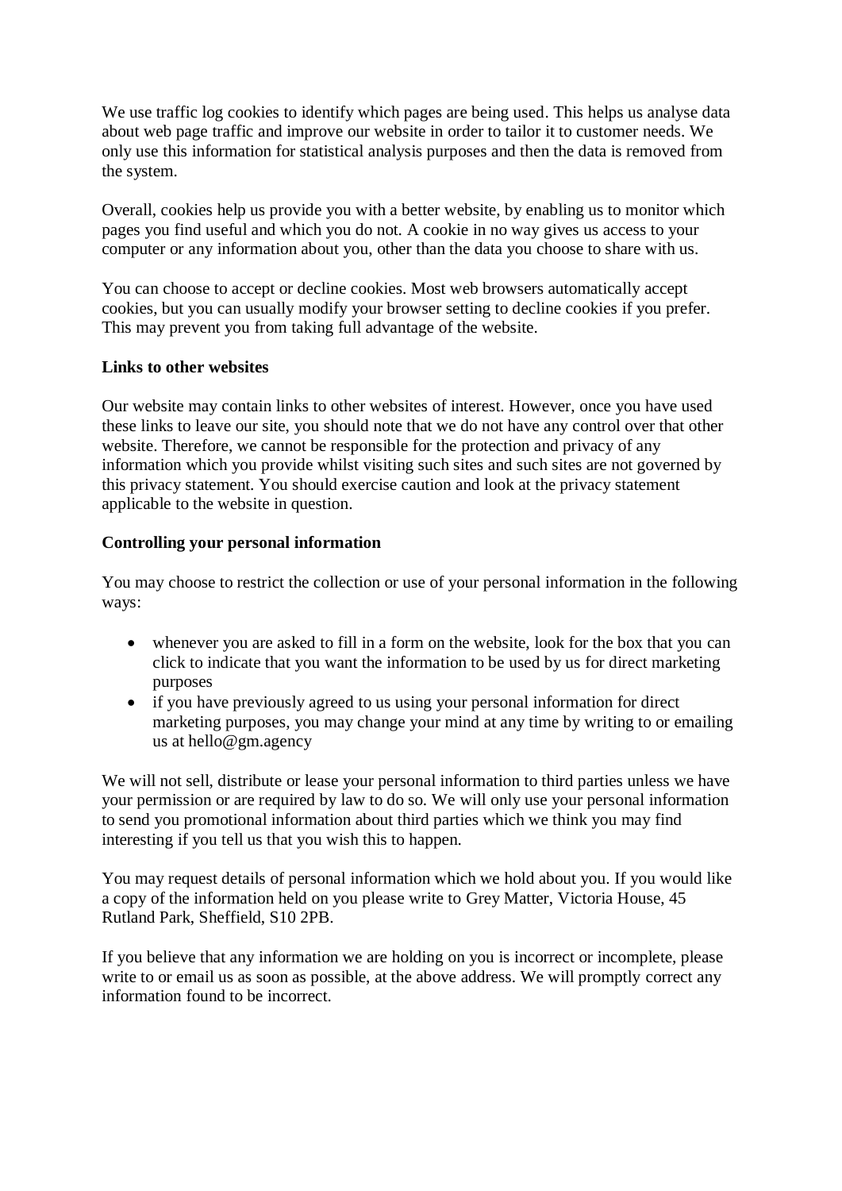We use traffic log cookies to identify which pages are being used. This helps us analyse data about web page traffic and improve our website in order to tailor it to customer needs. We only use this information for statistical analysis purposes and then the data is removed from the system.

Overall, cookies help us provide you with a better website, by enabling us to monitor which pages you find useful and which you do not. A cookie in no way gives us access to your computer or any information about you, other than the data you choose to share with us.

You can choose to accept or decline cookies. Most web browsers automatically accept cookies, but you can usually modify your browser setting to decline cookies if you prefer. This may prevent you from taking full advantage of the website.

**Links to other websites**

Our website may contain links to other websites of interest. However, once you have used these links to leave our site, you should note that we do not have any control over that other website. Therefore, we cannot be responsible for the protection and privacy of any information which you provide whilst visiting such sites and such sites are not governed by this privacy statement. You should exercise caution and look at the privacy statement applicable to the website in question.

**Controlling your personal information**

You may choose to restrict the collection or use of your personal information in the following ways:

- whenever you are asked to fill in a form on the website, look for the box that you can click to indicate that you want the information to be used by us for direct marketing purposes
- if you have previously agreed to us using your personal information for direct marketing purposes, you may change your mind at any time by writing to or emailing us at hello@gm.agency

We will not sell, distribute or lease your personal information to third parties unless we have your permission or are required by law to do so. We will only use your personal information to send you promotional information about third parties which we think you may find interesting if you tell us that you wish this to happen.

You may request details of personal information which we hold about you. If you would like a copy of the information held on you please write to Grey Matter, Victoria House, 45 Rutland Park, Sheffield, S10 2PB.

If you believe that any information we are holding on you is incorrect or incomplete, please write to or email us as soon as possible, at the above address. We will promptly correct any information found to be incorrect.